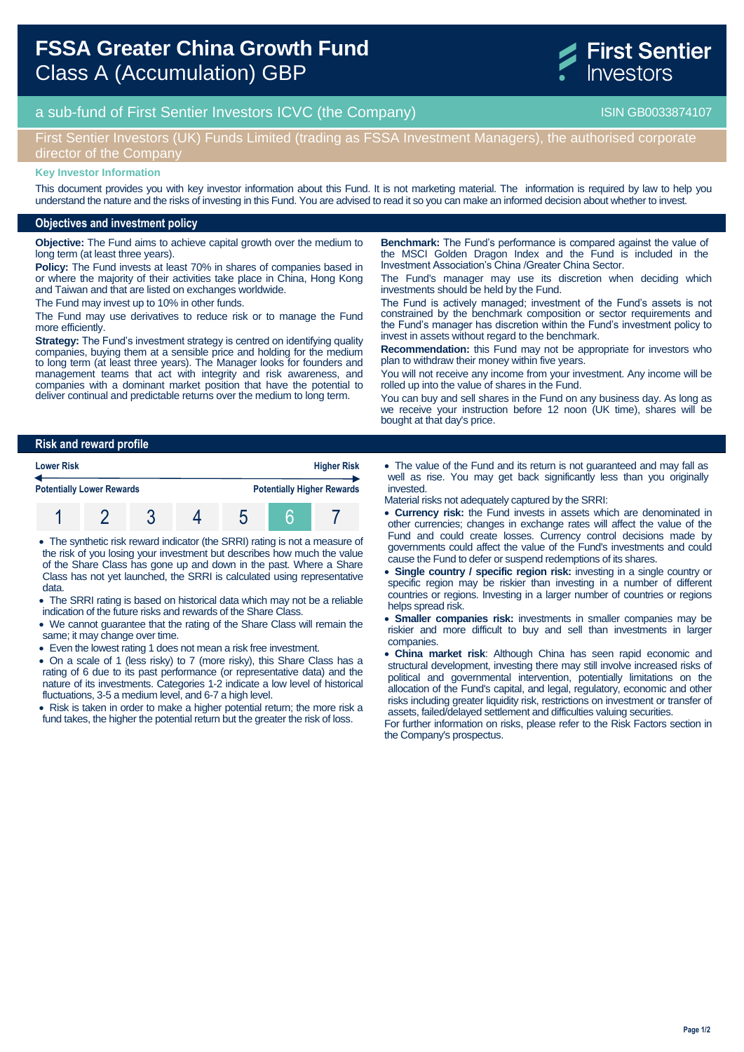# FSSA Greater China Growth Fund
Class A (Accumulation) GBP

First Sentier Investors

a sub-fund of First Sentier Investors ICVC (the Company) ISIN GB0033874107

First Sentier Investors (UK) Funds Limited (trading as FSSA Investment Managers), the authorised corporate director of the Company

**Key Investor Information**

This document provides you with key investor information about this Fund. It is not marketing material. The information is required by law to help you understand the nature and the risks of investing in this Fund. You are advised to read it so you can make an informed decision about whether to invest.

## Objectives and investment policy

**Objective:** The Fund aims to achieve capital growth over the medium to long term (at least three years).

**Policy:** The Fund invests at least 70% in shares of companies based in or where the majority of their activities take place in China, Hong Kong and Taiwan and that are listed on exchanges worldwide.

The Fund may invest up to 10% in other funds.

The Fund may use derivatives to reduce risk or to manage the Fund more efficiently.

**Strategy:** The Fund's investment strategy is centred on identifying quality companies, buying them at a sensible price and holding for the medium to long term (at least three years). The Manager looks for founders and management teams that act with integrity and risk awareness, and companies with a dominant market position that have the potential to deliver continual and predictable returns over the medium to long term.

**Benchmark:** The Fund's performance is compared against the value of the MSCI Golden Dragon Index and the Fund is included in the Investment Association's China /Greater China Sector.

The Fund's manager may use its discretion when deciding which investments should be held by the Fund.

The Fund is actively managed; investment of the Fund's assets is not constrained by the benchmark composition or sector requirements and the Fund's manager has discretion within the Fund's investment policy to invest in assets without regard to the benchmark.

**Recommendation:** this Fund may not be appropriate for investors who plan to withdraw their money within five years.

You will not receive any income from your investment. Any income will be rolled up into the value of shares in the Fund.

You can buy and sell shares in the Fund on any business day. As long as we receive your instruction before 12 noon (UK time), shares will be bought at that day's price.

## Risk and reward profile

| Lower Risk | | | | | | Higher Risk |
|---|---|---|---|---|---|---|
| Potentially Lower Rewards | | | | | | Potentially Higher Rewards |
| 1 | 2 | 3 | 4 | 5 | **6** | 7 |

- The synthetic risk reward indicator (the SRRI) rating is not a measure of the risk of you losing your investment but describes how much the value of the Share Class has gone up and down in the past. Where a Share Class has not yet launched, the SRRI is calculated using representative data.
- The SRRI rating is based on historical data which may not be a reliable indication of the future risks and rewards of the Share Class.
- We cannot guarantee that the rating of the Share Class will remain the same; it may change over time.
- Even the lowest rating 1 does not mean a risk free investment.
- On a scale of 1 (less risky) to 7 (more risky), this Share Class has a rating of 6 due to its past performance (or representative data) and the nature of its investments. Categories 1-2 indicate a low level of historical fluctuations, 3-5 a medium level, and 6-7 a high level.
- Risk is taken in order to make a higher potential return; the more risk a fund takes, the higher the potential return but the greater the risk of loss.
- The value of the Fund and its return is not guaranteed and may fall as well as rise. You may get back significantly less than you originally invested.

Material risks not adequately captured by the SRRI:

- **Currency risk:** the Fund invests in assets which are denominated in other currencies; changes in exchange rates will affect the value of the Fund and could create losses. Currency control decisions made by governments could affect the value of the Fund's investments and could cause the Fund to defer or suspend redemptions of its shares.
- **Single country / specific region risk:** investing in a single country or specific region may be riskier than investing in a number of different countries or regions. Investing in a larger number of countries or regions helps spread risk.
- **Smaller companies risk:** investments in smaller companies may be riskier and more difficult to buy and sell than investments in larger companies.
- **China market risk**: Although China has seen rapid economic and structural development, investing there may still involve increased risks of political and governmental intervention, potentially limitations on the allocation of the Fund's capital, and legal, regulatory, economic and other risks including greater liquidity risk, restrictions on investment or transfer of assets, failed/delayed settlement and difficulties valuing securities.

For further information on risks, please refer to the Risk Factors section in the Company's prospectus.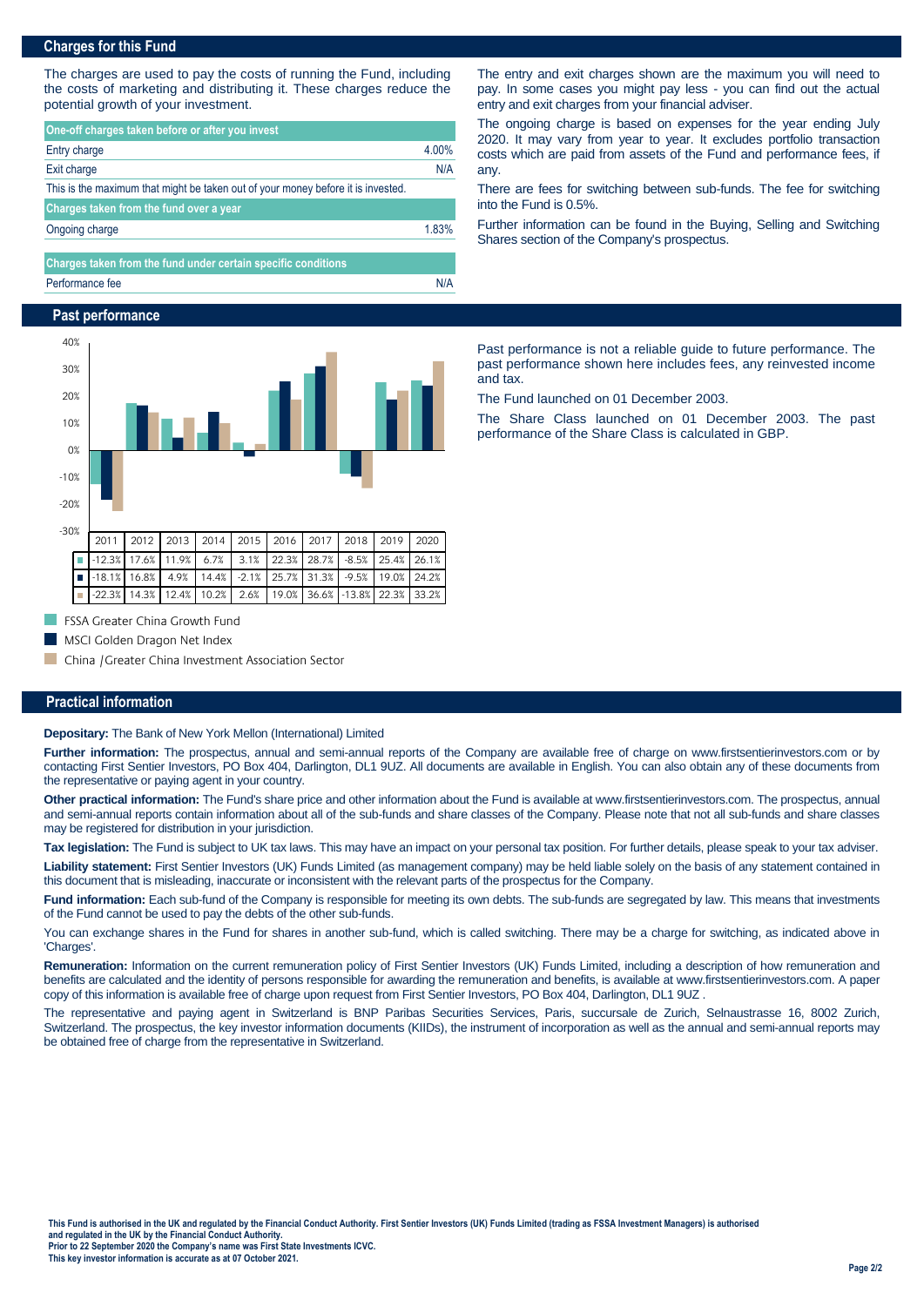## Charges for this Fund

The charges are used to pay the costs of running the Fund, including the costs of marketing and distributing it. These charges reduce the potential growth of your investment.

| One-off charges taken before or after you invest | |
|---|---|
| Entry charge | 4.00% |
| Exit charge | N/A |
| This is the maximum that might be taken out of your money before it is invested. | |
| **Charges taken from the fund over a year** | |
| Ongoing charge | 1.83% |
| **Charges taken from the fund under certain specific conditions** | |
| Performance fee | N/A |

The entry and exit charges shown are the maximum you will need to pay. In some cases you might pay less - you can find out the actual entry and exit charges from your financial adviser.

The ongoing charge is based on expenses for the year ending July 2020. It may vary from year to year. It excludes portfolio transaction costs which are paid from assets of the Fund and performance fees, if any.

There are fees for switching between sub-funds. The fee for switching into the Fund is 0.5%.

Further information can be found in the Buying, Selling and Switching Shares section of the Company's prospectus.

## Past performance

40%
30%
20%
10%
0%
-10%
-20%
-30%

| | 2011 | 2012 | 2013 | 2014 | 2015 | 2016 | 2017 | 2018 | 2019 | 2020 |
|---|---|---|---|---|---|---|---|---|---|---|
| FSSA Greater China Growth Fund | -12.3% | 17.6% | 11.9% | 6.7% | 3.1% | 22.3% | 28.7% | -8.5% | 25.4% | 26.1% |
| MSCI Golden Dragon Net Index | -18.1% | 16.8% | 4.9% | 14.4% | -2.1% | 25.7% | 31.3% | -9.5% | 19.0% | 24.2% |
| China /Greater China Investment Association Sector | -22.3% | 14.3% | 12.4% | 10.2% | 2.6% | 19.0% | 36.6% | -13.8% | 22.3% | 33.2% |

FSSA Greater China Growth Fund
MSCI Golden Dragon Net Index
China /Greater China Investment Association Sector

Past performance is not a reliable guide to future performance. The past performance shown here includes fees, any reinvested income and tax.

The Fund launched on 01 December 2003.

The Share Class launched on 01 December 2003. The past performance of the Share Class is calculated in GBP.

## Practical information

**Depositary:** The Bank of New York Mellon (International) Limited

**Further information:** The prospectus, annual and semi-annual reports of the Company are available free of charge on www.firstsentierinvestors.com or by contacting First Sentier Investors, PO Box 404, Darlington, DL1 9UZ. All documents are available in English. You can also obtain any of these documents from the representative or paying agent in your country.

**Other practical information:** The Fund's share price and other information about the Fund is available at www.firstsentierinvestors.com. The prospectus, annual and semi-annual reports contain information about all of the sub-funds and share classes of the Company. Please note that not all sub-funds and share classes may be registered for distribution in your jurisdiction.

**Tax legislation:** The Fund is subject to UK tax laws. This may have an impact on your personal tax position. For further details, please speak to your tax adviser.

**Liability statement:** First Sentier Investors (UK) Funds Limited (as management company) may be held liable solely on the basis of any statement contained in this document that is misleading, inaccurate or inconsistent with the relevant parts of the prospectus for the Company.

**Fund information:** Each sub-fund of the Company is responsible for meeting its own debts. The sub-funds are segregated by law. This means that investments of the Fund cannot be used to pay the debts of the other sub-funds.

You can exchange shares in the Fund for shares in another sub-fund, which is called switching. There may be a charge for switching, as indicated above in 'Charges'.

**Remuneration:** Information on the current remuneration policy of First Sentier Investors (UK) Funds Limited, including a description of how remuneration and benefits are calculated and the identity of persons responsible for awarding the remuneration and benefits, is available at www.firstsentierinvestors.com. A paper copy of this information is available free of charge upon request from First Sentier Investors, PO Box 404, Darlington, DL1 9UZ .

The representative and paying agent in Switzerland is BNP Paribas Securities Services, Paris, succursale de Zurich, Selnaustrasse 16, 8002 Zurich, Switzerland. The prospectus, the key investor information documents (KIIDs), the instrument of incorporation as well as the annual and semi-annual reports may be obtained free of charge from the representative in Switzerland.

**This Fund is authorised in the UK and regulated by the Financial Conduct Authority. First Sentier Investors (UK) Funds Limited (trading as FSSA Investment Managers) is authorised and regulated in the UK by the Financial Conduct Authority.**
**Prior to 22 September 2020 the Company's name was First State Investments ICVC.**
**This key investor information is accurate as at 07 October 2021.**